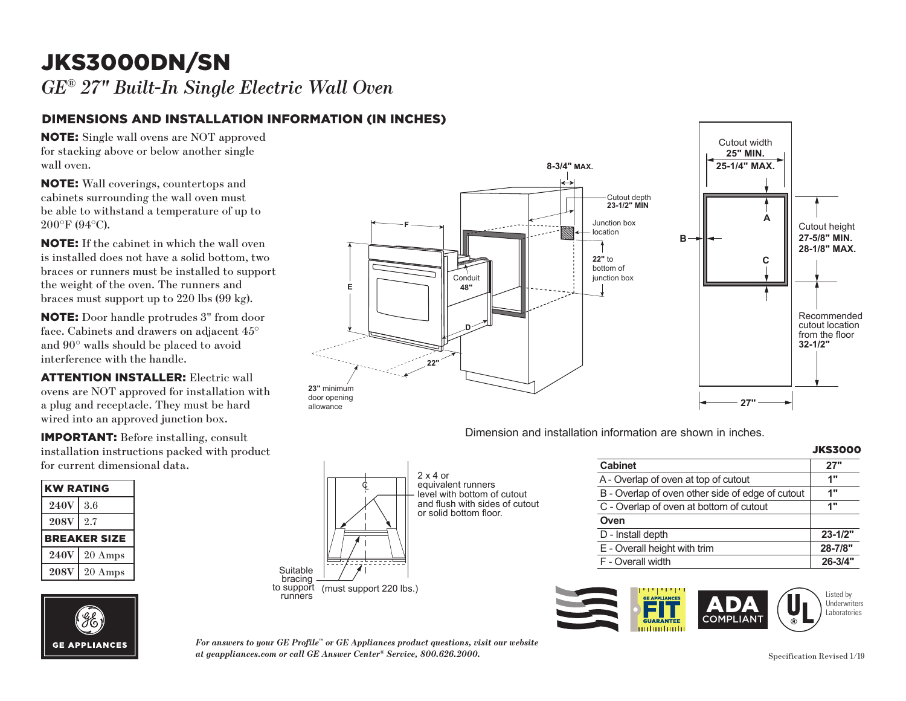# JKS3000DN/SN

*GE® 27" Built-In Single Electric Wall Oven*

## DIMENSIONS AND INSTALLATION INFORMATION (IN INCHES)

**NOTE:** Single wall ovens are NOT approved for stacking above or below another single wall oven.

**NOTE:** Wall coverings, countertops and cabinets surrounding the wall oven must be able to withstand a temperature of up to 200°F (94°C).

**NOTE:** If the cabinet in which the wall oven is installed does not have a solid bottom, two braces or runners must be installed to support the weight of the oven. The runners and braces must support up to 220 lbs (99 kg).

**NOTE:** Door handle protrudes 3" from door face. Cabinets and drawers on adjacent 45° and 90° walls should be placed to avoid interference with the handle.

**ATTENTION INSTALLER:** Electric wall ovens are NOT approved for installation with a plug and receptacle. They must be hard wired into an approved junction box.

**IMPORTANT:** Before installing, consult installation instructions packed with product for current dimensional data.

| KW RATING | |
|---|---|
| 240V | 3.6 |
| 208V | 2.7 |
| **BREAKER SIZE** | |
| 240V | 20 Amps |
| 208V | 20 Amps |

8-3/4" MAX.

F

Cutout depth 23-1/2" MIN

Junction box location

22" to bottom of junction box

E

Conduit 48"

D

22"

23" minimum door opening allowance

Cutout width 25" MIN. 25-1/4" MAX.

A

B

C

Cutout height 27-5/8" MIN. 28-1/8" MAX.

Recommended cutout location from the floor 32-1/2"

27"

Dimension and installation information are shown in inches.

2 x 4 or equivalent runners level with bottom of cutout and flush with sides of cutout or solid bottom floor.

Suitable bracing to support runners (must support 220 lbs.)

| | JKS3000 |
|---|---|
| **Cabinet** | **27"** |
| A - Overlap of oven at top of cutout | **1"** |
| B - Overlap of oven other side of edge of cutout | **1"** |
| C - Overlap of oven at bottom of cutout | **1"** |
| **Oven** | |
| D - Install depth | **23-1/2"** |
| E - Overall height with trim | **28-7/8"** |
| F - Overall width | **26-3/4"** |

GE APPLIANCES FIT GUARANTEE

ADA COMPLIANT

Listed by Underwriters Laboratories

GE APPLIANCES

*For answers to your GE Profile™ or GE Appliances product questions, visit our website at geappliances.com or call GE Answer Center® Service, 800.626.2000.*

Specification Revised 1/19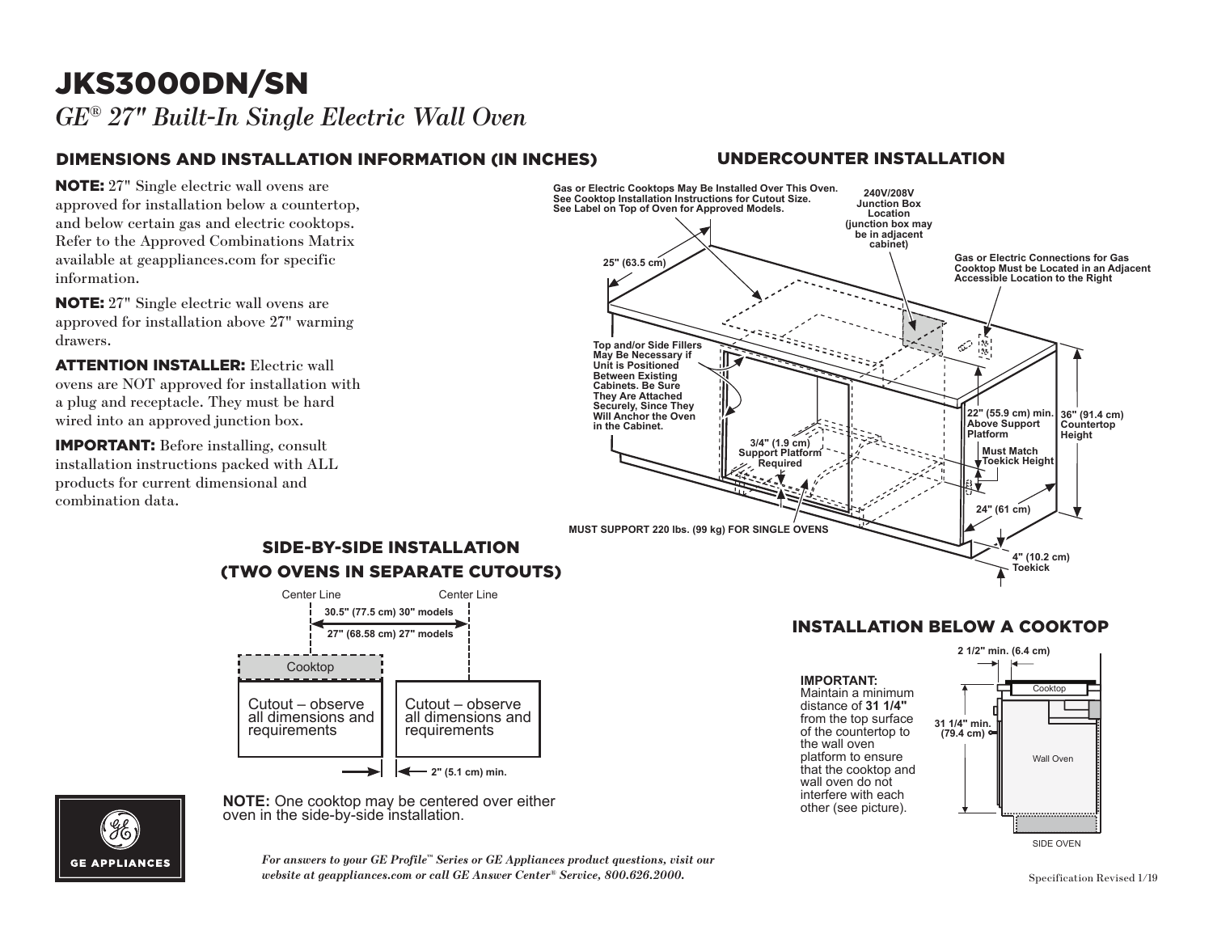# JKS3000DN/SN

*GE® 27" Built-In Single Electric Wall Oven*

## DIMENSIONS AND INSTALLATION INFORMATION (IN INCHES)

**NOTE:** 27" Single electric wall ovens are approved for installation below a countertop, and below certain gas and electric cooktops. Refer to the Approved Combinations Matrix available at geappliances.com for specific information.

**NOTE:** 27" Single electric wall ovens are approved for installation above 27" warming drawers.

**ATTENTION INSTALLER:** Electric wall ovens are NOT approved for installation with a plug and receptacle. They must be hard wired into an approved junction box.

**IMPORTANT:** Before installing, consult installation instructions packed with ALL products for current dimensional and combination data.

## UNDERCOUNTER INSTALLATION

Gas or Electric Cooktops May Be Installed Over This Oven. See Cooktop Installation Instructions for Cutout Size. See Label on Top of Oven for Approved Models.

240V/208V Junction Box Location (junction box may be in adjacent cabinet)

Gas or Electric Connections for Gas Cooktop Must be Located in an Adjacent Accessible Location to the Right

25" (63.5 cm)

Top and/or Side Fillers May Be Necessary if Unit is Positioned Between Existing Cabinets. Be Sure They Are Attached Securely, Since They Will Anchor the Oven in the Cabinet.

22" (55.9 cm) min. Above Support Platform

36" (91.4 cm) Countertop Height

3/4" (1.9 cm) Support Platform Required

Must Match Toekick Height

24" (61 cm)

MUST SUPPORT 220 lbs. (99 kg) FOR SINGLE OVENS

4" (10.2 cm) Toekick

## SIDE-BY-SIDE INSTALLATION (TWO OVENS IN SEPARATE CUTOUTS)

Center Line — Center Line

30.5" (77.5 cm) 30" models

27" (68.58 cm) 27" models

Cooktop

Cutout – observe all dimensions and requirements

Cutout – observe all dimensions and requirements

2" (5.1 cm) min.

**NOTE:** One cooktop may be centered over either oven in the side-by-side installation.

## INSTALLATION BELOW A COOKTOP

**IMPORTANT:**
Maintain a minimum distance of **31 1/4"** from the top surface of the countertop to the wall oven platform to ensure that the cooktop and wall oven do not interfere with each other (see picture).

2 1/2" min. (6.4 cm)

Cooktop

31 1/4" min. (79.4 cm)

Wall Oven

SIDE OVEN

*For answers to your GE Profile™ Series or GE Appliances product questions, visit our website at geappliances.com or call GE Answer Center® Service, 800.626.2000.*

Specification Revised 1/19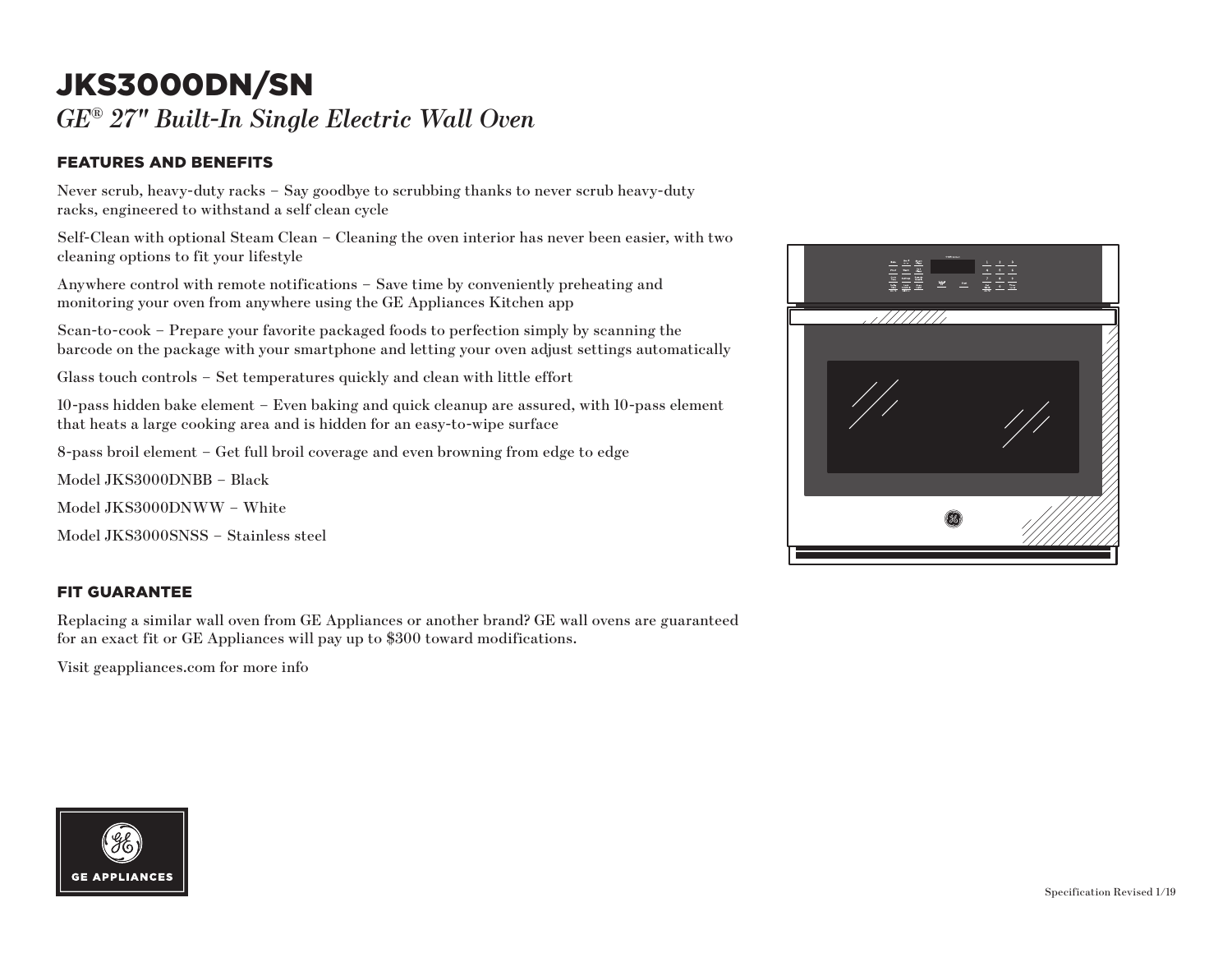# JKS3000DN/SN

*GE® 27" Built-In Single Electric Wall Oven*

## FEATURES AND BENEFITS

Never scrub, heavy-duty racks – Say goodbye to scrubbing thanks to never scrub heavy-duty racks, engineered to withstand a self clean cycle

Self-Clean with optional Steam Clean – Cleaning the oven interior has never been easier, with two cleaning options to fit your lifestyle

Anywhere control with remote notifications – Save time by conveniently preheating and monitoring your oven from anywhere using the GE Appliances Kitchen app

Scan-to-cook – Prepare your favorite packaged foods to perfection simply by scanning the barcode on the package with your smartphone and letting your oven adjust settings automatically

Glass touch controls – Set temperatures quickly and clean with little effort

10-pass hidden bake element – Even baking and quick cleanup are assured, with 10-pass element that heats a large cooking area and is hidden for an easy-to-wipe surface

8-pass broil element – Get full broil coverage and even browning from edge to edge

Model JKS3000DNBB – Black

Model JKS3000DNWW – White

Model JKS3000SNSS – Stainless steel

## FIT GUARANTEE

Replacing a similar wall oven from GE Appliances or another brand? GE wall ovens are guaranteed for an exact fit or GE Appliances will pay up to $300 toward modifications.

Visit geappliances.com for more info

GE APPLIANCES

Specification Revised 1/19